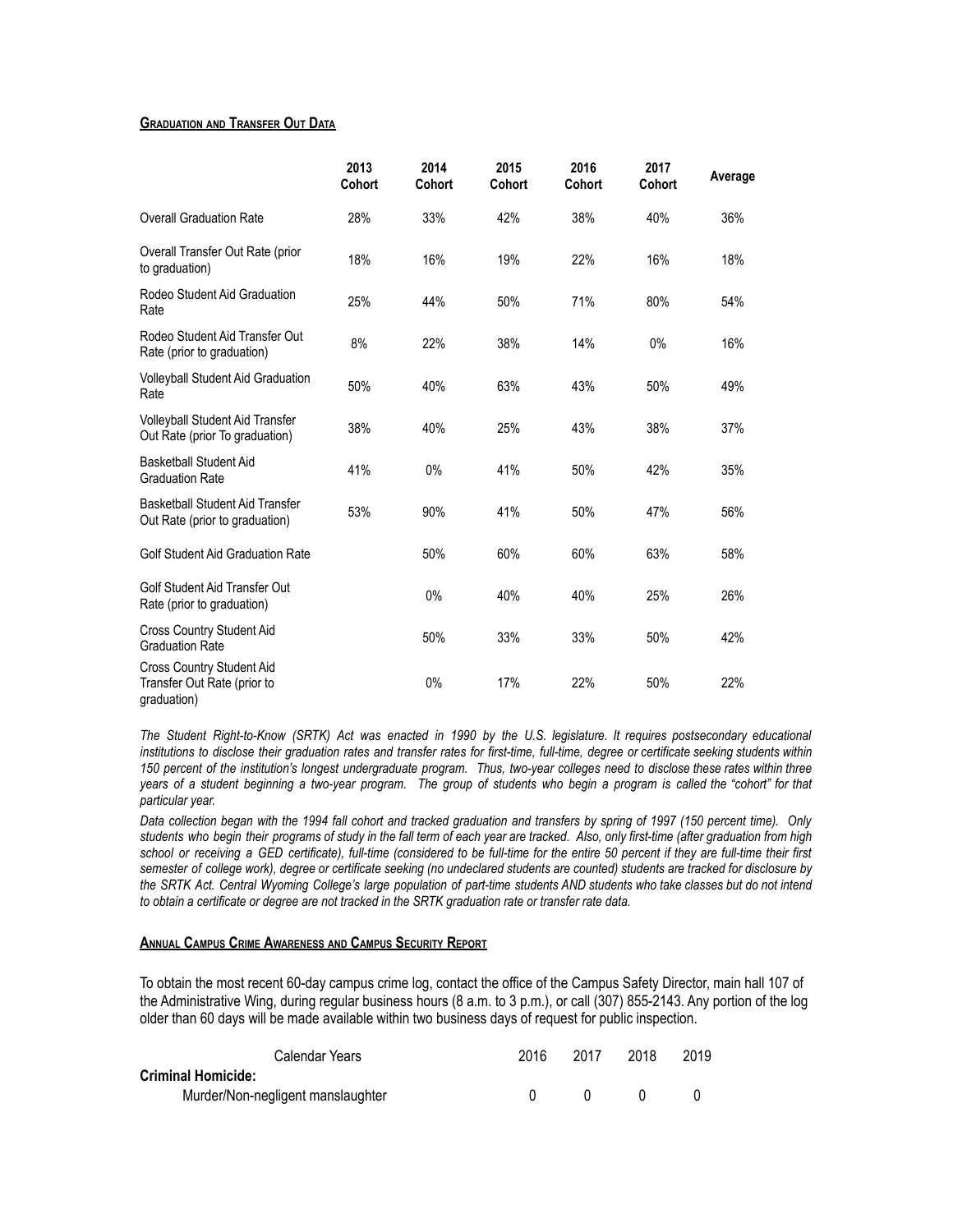**Graduation and Transfer Out Data**

| | 2013 Cohort | 2014 Cohort | 2015 Cohort | 2016 Cohort | 2017 Cohort | Average |
|---|---|---|---|---|---|---|
| Overall Graduation Rate | 28% | 33% | 42% | 38% | 40% | 36% |
| Overall Transfer Out Rate (prior to graduation) | 18% | 16% | 19% | 22% | 16% | 18% |
| Rodeo Student Aid Graduation Rate | 25% | 44% | 50% | 71% | 80% | 54% |
| Rodeo Student Aid Transfer Out Rate (prior to graduation) | 8% | 22% | 38% | 14% | 0% | 16% |
| Volleyball Student Aid Graduation Rate | 50% | 40% | 63% | 43% | 50% | 49% |
| Volleyball Student Aid Transfer Out Rate (prior To graduation) | 38% | 40% | 25% | 43% | 38% | 37% |
| Basketball Student Aid Graduation Rate | 41% | 0% | 41% | 50% | 42% | 35% |
| Basketball Student Aid Transfer Out Rate (prior to graduation) | 53% | 90% | 41% | 50% | 47% | 56% |
| Golf Student Aid Graduation Rate | | 50% | 60% | 60% | 63% | 58% |
| Golf Student Aid Transfer Out Rate (prior to graduation) | | 0% | 40% | 40% | 25% | 26% |
| Cross Country Student Aid Graduation Rate | | 50% | 33% | 33% | 50% | 42% |
| Cross Country Student Aid Transfer Out Rate (prior to graduation) | | 0% | 17% | 22% | 50% | 22% |

*The Student Right-to-Know (SRTK) Act was enacted in 1990 by the U.S. legislature. It requires postsecondary educational institutions to disclose their graduation rates and transfer rates for first-time, full-time, degree or certificate seeking students within 150 percent of the institution's longest undergraduate program. Thus, two-year colleges need to disclose these rates within three years of a student beginning a two-year program. The group of students who begin a program is called the "cohort" for that particular year.*

*Data collection began with the 1994 fall cohort and tracked graduation and transfers by spring of 1997 (150 percent time). Only students who begin their programs of study in the fall term of each year are tracked. Also, only first-time (after graduation from high school or receiving a GED certificate), full-time (considered to be full-time for the entire 50 percent if they are full-time their first semester of college work), degree or certificate seeking (no undeclared students are counted) students are tracked for disclosure by the SRTK Act. Central Wyoming College's large population of part-time students AND students who take classes but do not intend to obtain a certificate or degree are not tracked in the SRTK graduation rate or transfer rate data.*

**Annual Campus Crime Awareness and Campus Security Report**

To obtain the most recent 60-day campus crime log, contact the office of the Campus Safety Director, main hall 107 of the Administrative Wing, during regular business hours (8 a.m. to 3 p.m.), or call (307) 855-2143. Any portion of the log older than 60 days will be made available within two business days of request for public inspection.

| Calendar Years | 2016 | 2017 | 2018 | 2019 |
|---|---|---|---|---|
| **Criminal Homicide:** | | | | |
| Murder/Non-negligent manslaughter | 0 | 0 | 0 | 0 |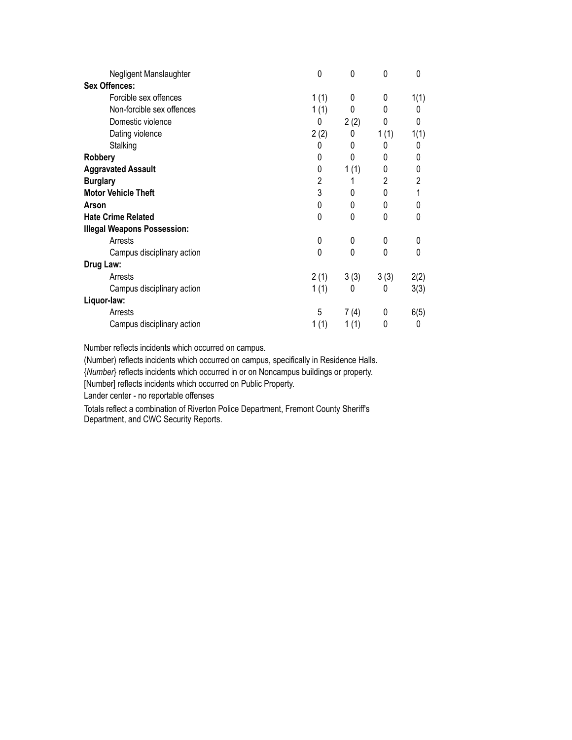| | | | | |
|---|---|---|---|---|
| Negligent Manslaughter | 0 | 0 | 0 | 0 |
| **Sex Offences:** | | | | |
| Forcible sex offences | 1 (1) | 0 | 0 | 1(1) |
| Non-forcible sex offences | 1 (1) | 0 | 0 | 0 |
| Domestic violence | 0 | 2 (2) | 0 | 0 |
| Dating violence | 2 (2) | 0 | 1 (1) | 1(1) |
| Stalking | 0 | 0 | 0 | 0 |
| **Robbery** | 0 | 0 | 0 | 0 |
| **Aggravated Assault** | 0 | 1 (1) | 0 | 0 |
| **Burglary** | 2 | 1 | 2 | 2 |
| **Motor Vehicle Theft** | 3 | 0 | 0 | 1 |
| **Arson** | 0 | 0 | 0 | 0 |
| **Hate Crime Related** | 0 | 0 | 0 | 0 |
| **Illegal Weapons Possession:** | | | | |
| Arrests | 0 | 0 | 0 | 0 |
| Campus disciplinary action | 0 | 0 | 0 | 0 |
| **Drug Law:** | | | | |
| Arrests | 2 (1) | 3 (3) | 3 (3) | 2(2) |
| Campus disciplinary action | 1 (1) | 0 | 0 | 3(3) |
| **Liquor-law:** | | | | |
| Arrests | 5 | 7 (4) | 0 | 6(5) |
| Campus disciplinary action | 1 (1) | 1 (1) | 0 | 0 |

Number reflects incidents which occurred on campus.

(Number) reflects incidents which occurred on campus, specifically in Residence Halls.

{*Number*} reflects incidents which occurred in or on Noncampus buildings or property.

[Number] reflects incidents which occurred on Public Property.

Lander center - no reportable offenses

Totals reflect a combination of Riverton Police Department, Fremont County Sheriff's Department, and CWC Security Reports.